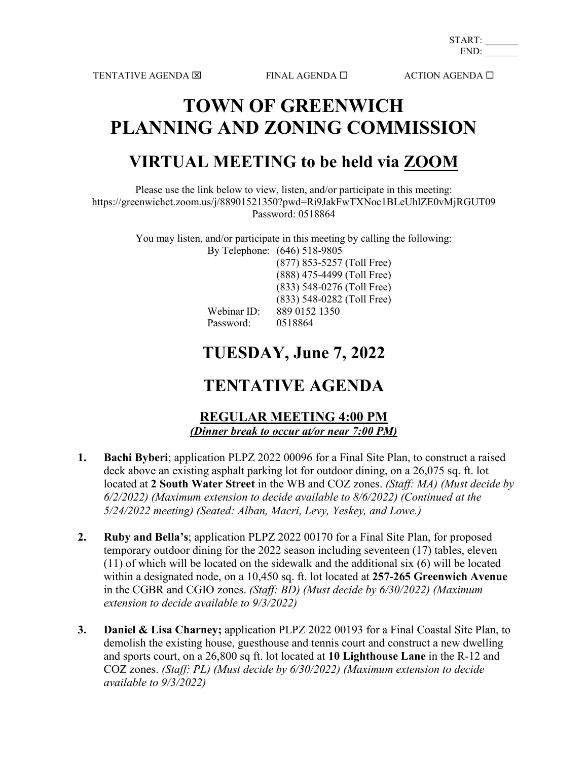START: _______
END: _______

TENTATIVE AGENDA ☒ FINAL AGENDA ☐ ACTION AGENDA ☐

# TOWN OF GREENWICH
# PLANNING AND ZONING COMMISSION

## VIRTUAL MEETING to be held via ZOOM

Please use the link below to view, listen, and/or participate in this meeting:
https://greenwichct.zoom.us/j/88901521350?pwd=Ri9JakFwTXNoc1BLeUhlZE0vMjRGUT09
Password: 0518864

You may listen, and/or participate in this meeting by calling the following:

By Telephone: (646) 518-9805
(877) 853-5257 (Toll Free)
(888) 475-4499 (Toll Free)
(833) 548-0276 (Toll Free)
(833) 548-0282 (Toll Free)
Webinar ID: 889 0152 1350
Password: 0518864

## TUESDAY, June 7, 2022

## TENTATIVE AGENDA

### REGULAR MEETING 4:00 PM

***(Dinner break to occur at/or near 7:00 PM)***

1. **Bachi Byberi**; application PLPZ 2022 00096 for a Final Site Plan, to construct a raised deck above an existing asphalt parking lot for outdoor dining, on a 26,075 sq. ft. lot located at **2 South Water Street** in the WB and COZ zones. *(Staff: MA) (Must decide by 6/2/2022) (Maximum extension to decide available to 8/6/2022) (Continued at the 5/24/2022 meeting) (Seated: Alban, Macri, Levy, Yeskey, and Lowe.)*

2. **Ruby and Bella's**; application PLPZ 2022 00170 for a Final Site Plan, for proposed temporary outdoor dining for the 2022 season including seventeen (17) tables, eleven (11) of which will be located on the sidewalk and the additional six (6) will be located within a designated node, on a 10,450 sq. ft. lot located at **257-265 Greenwich Avenue** in the CGBR and CGIO zones. *(Staff: BD) (Must decide by 6/30/2022) (Maximum extension to decide available to 9/3/2022)*

3. **Daniel & Lisa Charney;** application PLPZ 2022 00193 for a Final Coastal Site Plan, to demolish the existing house, guesthouse and tennis court and construct a new dwelling and sports court, on a 26,800 sq ft. lot located at **10 Lighthouse Lane** in the R-12 and COZ zones. *(Staff: PL) (Must decide by 6/30/2022) (Maximum extension to decide available to 9/3/2022)*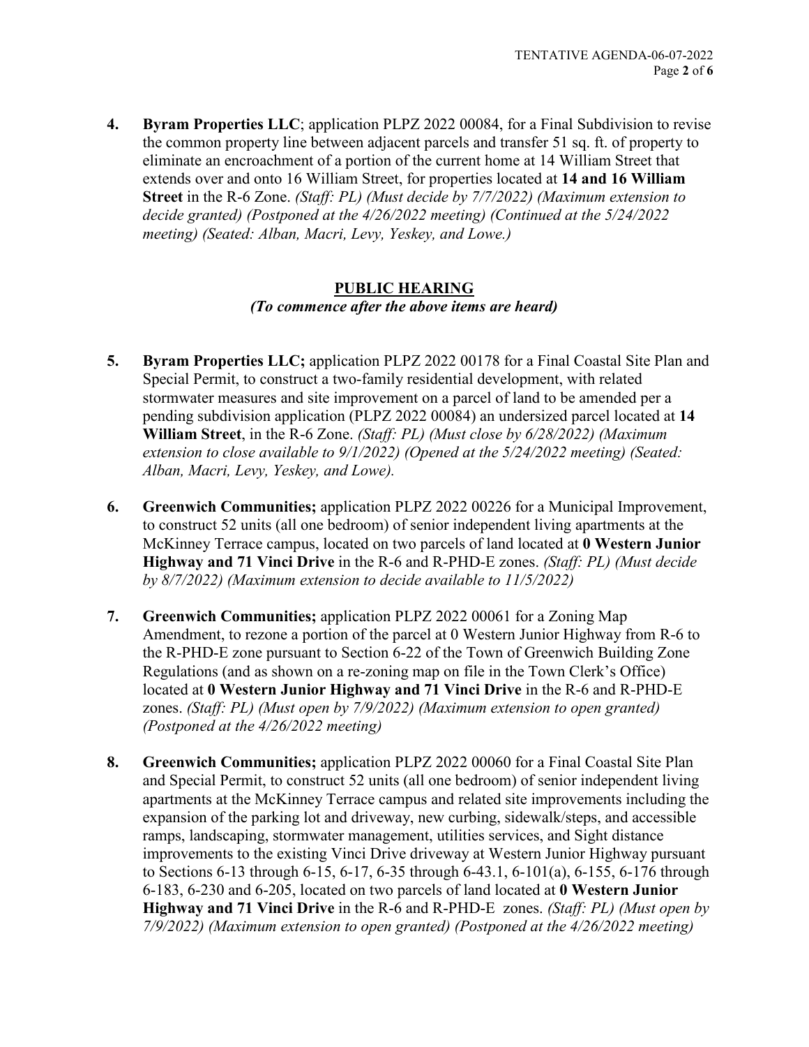4. **Byram Properties LLC**; application PLPZ 2022 00084, for a Final Subdivision to revise the common property line between adjacent parcels and transfer 51 sq. ft. of property to eliminate an encroachment of a portion of the current home at 14 William Street that extends over and onto 16 William Street, for properties located at **14 and 16 William Street** in the R-6 Zone. *(Staff: PL) (Must decide by 7/7/2022) (Maximum extension to decide granted) (Postponed at the 4/26/2022 meeting) (Continued at the 5/24/2022 meeting) (Seated: Alban, Macri, Levy, Yeskey, and Lowe.)*

## PUBLIC HEARING

***(To commence after the above items are heard)***

5. **Byram Properties LLC;** application PLPZ 2022 00178 for a Final Coastal Site Plan and Special Permit, to construct a two-family residential development, with related stormwater measures and site improvement on a parcel of land to be amended per a pending subdivision application (PLPZ 2022 00084) an undersized parcel located at **14 William Street**, in the R-6 Zone. *(Staff: PL) (Must close by 6/28/2022) (Maximum extension to close available to 9/1/2022) (Opened at the 5/24/2022 meeting) (Seated: Alban, Macri, Levy, Yeskey, and Lowe).*

6. **Greenwich Communities;** application PLPZ 2022 00226 for a Municipal Improvement, to construct 52 units (all one bedroom) of senior independent living apartments at the McKinney Terrace campus, located on two parcels of land located at **0 Western Junior Highway and 71 Vinci Drive** in the R-6 and R-PHD-E zones. *(Staff: PL) (Must decide by 8/7/2022) (Maximum extension to decide available to 11/5/2022)*

7. **Greenwich Communities;** application PLPZ 2022 00061 for a Zoning Map Amendment, to rezone a portion of the parcel at 0 Western Junior Highway from R-6 to the R-PHD-E zone pursuant to Section 6-22 of the Town of Greenwich Building Zone Regulations (and as shown on a re-zoning map on file in the Town Clerk's Office) located at **0 Western Junior Highway and 71 Vinci Drive** in the R-6 and R-PHD-E zones. *(Staff: PL) (Must open by 7/9/2022) (Maximum extension to open granted) (Postponed at the 4/26/2022 meeting)*

8. **Greenwich Communities;** application PLPZ 2022 00060 for a Final Coastal Site Plan and Special Permit, to construct 52 units (all one bedroom) of senior independent living apartments at the McKinney Terrace campus and related site improvements including the expansion of the parking lot and driveway, new curbing, sidewalk/steps, and accessible ramps, landscaping, stormwater management, utilities services, and Sight distance improvements to the existing Vinci Drive driveway at Western Junior Highway pursuant to Sections 6-13 through 6-15, 6-17, 6-35 through 6-43.1, 6-101(a), 6-155, 6-176 through 6-183, 6-230 and 6-205, located on two parcels of land located at **0 Western Junior Highway and 71 Vinci Drive** in the R-6 and R-PHD-E zones. *(Staff: PL) (Must open by 7/9/2022) (Maximum extension to open granted) (Postponed at the 4/26/2022 meeting)*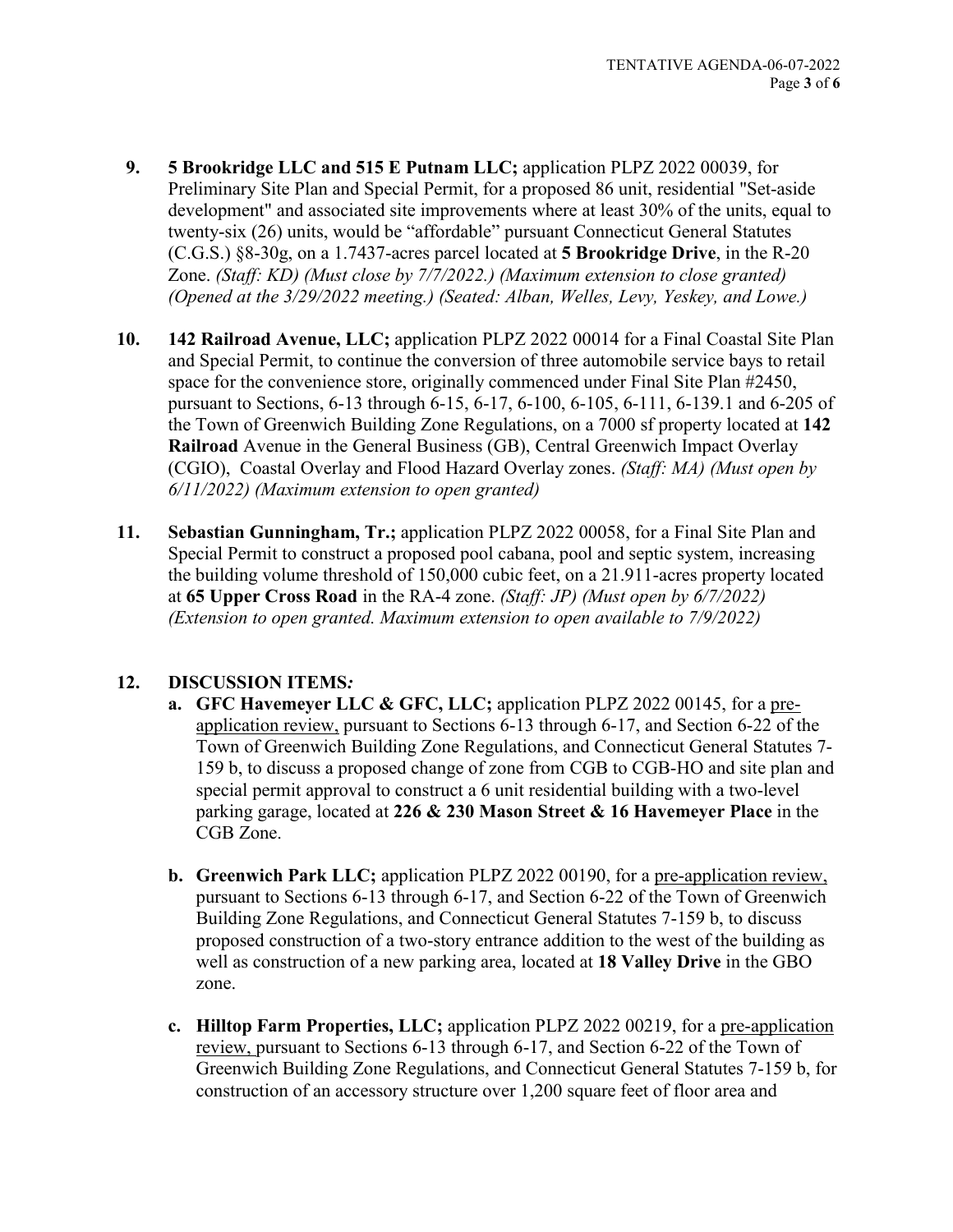9. **5 Brookridge LLC and 515 E Putnam LLC;** application PLPZ 2022 00039, for Preliminary Site Plan and Special Permit, for a proposed 86 unit, residential "Set-aside development" and associated site improvements where at least 30% of the units, equal to twenty-six (26) units, would be "affordable" pursuant Connecticut General Statutes (C.G.S.) §8-30g, on a 1.7437-acres parcel located at **5 Brookridge Drive**, in the R-20 Zone. *(Staff: KD) (Must close by 7/7/2022.) (Maximum extension to close granted) (Opened at the 3/29/2022 meeting.) (Seated: Alban, Welles, Levy, Yeskey, and Lowe.)*

10. **142 Railroad Avenue, LLC;** application PLPZ 2022 00014 for a Final Coastal Site Plan and Special Permit, to continue the conversion of three automobile service bays to retail space for the convenience store, originally commenced under Final Site Plan #2450, pursuant to Sections, 6-13 through 6-15, 6-17, 6-100, 6-105, 6-111, 6-139.1 and 6-205 of the Town of Greenwich Building Zone Regulations, on a 7000 sf property located at **142 Railroad** Avenue in the General Business (GB), Central Greenwich Impact Overlay (CGIO), Coastal Overlay and Flood Hazard Overlay zones. *(Staff: MA) (Must open by 6/11/2022) (Maximum extension to open granted)*

11. **Sebastian Gunningham, Tr.;** application PLPZ 2022 00058, for a Final Site Plan and Special Permit to construct a proposed pool cabana, pool and septic system, increasing the building volume threshold of 150,000 cubic feet, on a 21.911-acres property located at **65 Upper Cross Road** in the RA-4 zone. *(Staff: JP) (Must open by 6/7/2022) (Extension to open granted. Maximum extension to open available to 7/9/2022)*

12. **DISCUSSION ITEMS*:***

    a. **GFC Havemeyer LLC & GFC, LLC;** application PLPZ 2022 00145, for a pre-application review, pursuant to Sections 6-13 through 6-17, and Section 6-22 of the Town of Greenwich Building Zone Regulations, and Connecticut General Statutes 7-159 b, to discuss a proposed change of zone from CGB to CGB-HO and site plan and special permit approval to construct a 6 unit residential building with a two-level parking garage, located at **226 & 230 Mason Street & 16 Havemeyer Place** in the CGB Zone.

    b. **Greenwich Park LLC;** application PLPZ 2022 00190, for a pre-application review, pursuant to Sections 6-13 through 6-17, and Section 6-22 of the Town of Greenwich Building Zone Regulations, and Connecticut General Statutes 7-159 b, to discuss proposed construction of a two-story entrance addition to the west of the building as well as construction of a new parking area, located at **18 Valley Drive** in the GBO zone.

    c. **Hilltop Farm Properties, LLC;** application PLPZ 2022 00219, for a pre-application review, pursuant to Sections 6-13 through 6-17, and Section 6-22 of the Town of Greenwich Building Zone Regulations, and Connecticut General Statutes 7-159 b, for construction of an accessory structure over 1,200 square feet of floor area and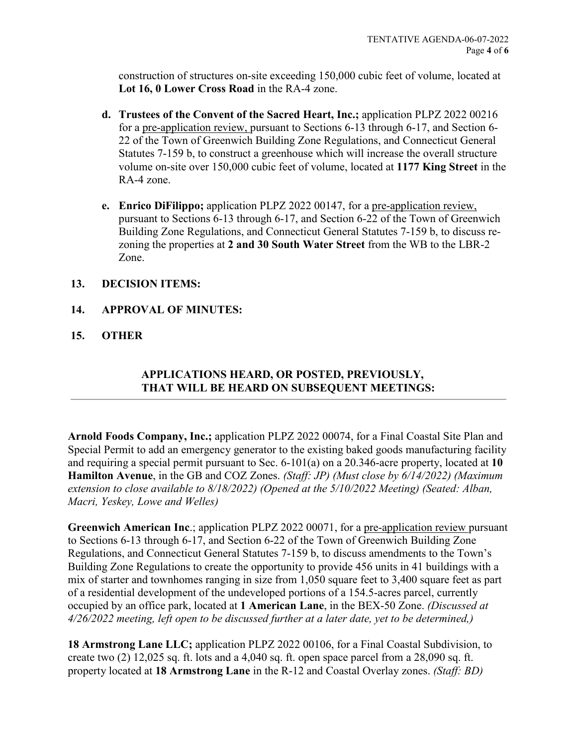construction of structures on-site exceeding 150,000 cubic feet of volume, located at **Lot 16, 0 Lower Cross Road** in the RA-4 zone.

**d. Trustees of the Convent of the Sacred Heart, Inc.;** application PLPZ 2022 00216 for a pre-application review, pursuant to Sections 6-13 through 6-17, and Section 6-22 of the Town of Greenwich Building Zone Regulations, and Connecticut General Statutes 7-159 b, to construct a greenhouse which will increase the overall structure volume on-site over 150,000 cubic feet of volume, located at **1177 King Street** in the RA-4 zone.

**e. Enrico DiFilippo;** application PLPZ 2022 00147, for a pre-application review, pursuant to Sections 6-13 through 6-17, and Section 6-22 of the Town of Greenwich Building Zone Regulations, and Connecticut General Statutes 7-159 b, to discuss re-zoning the properties at **2 and 30 South Water Street** from the WB to the LBR-2 Zone.

**13. DECISION ITEMS:**

**14. APPROVAL OF MINUTES:**

**15. OTHER**

## APPLICATIONS HEARD, OR POSTED, PREVIOUSLY, THAT WILL BE HEARD ON SUBSEQUENT MEETINGS:

---

**Arnold Foods Company, Inc.;** application PLPZ 2022 00074, for a Final Coastal Site Plan and Special Permit to add an emergency generator to the existing baked goods manufacturing facility and requiring a special permit pursuant to Sec. 6-101(a) on a 20.346-acre property, located at **10 Hamilton Avenue**, in the GB and COZ Zones. *(Staff: JP) (Must close by 6/14/2022) (Maximum extension to close available to 8/18/2022) (Opened at the 5/10/2022 Meeting) (Seated: Alban, Macri, Yeskey, Lowe and Welles)*

**Greenwich American Inc**.; application PLPZ 2022 00071, for a pre-application review pursuant to Sections 6-13 through 6-17, and Section 6-22 of the Town of Greenwich Building Zone Regulations, and Connecticut General Statutes 7-159 b, to discuss amendments to the Town's Building Zone Regulations to create the opportunity to provide 456 units in 41 buildings with a mix of starter and townhomes ranging in size from 1,050 square feet to 3,400 square feet as part of a residential development of the undeveloped portions of a 154.5-acres parcel, currently occupied by an office park, located at **1 American Lane**, in the BEX-50 Zone. *(Discussed at 4/26/2022 meeting, left open to be discussed further at a later date, yet to be determined,)*

**18 Armstrong Lane LLC;** application PLPZ 2022 00106, for a Final Coastal Subdivision, to create two (2) 12,025 sq. ft. lots and a 4,040 sq. ft. open space parcel from a 28,090 sq. ft. property located at **18 Armstrong Lane** in the R-12 and Coastal Overlay zones. *(Staff: BD)*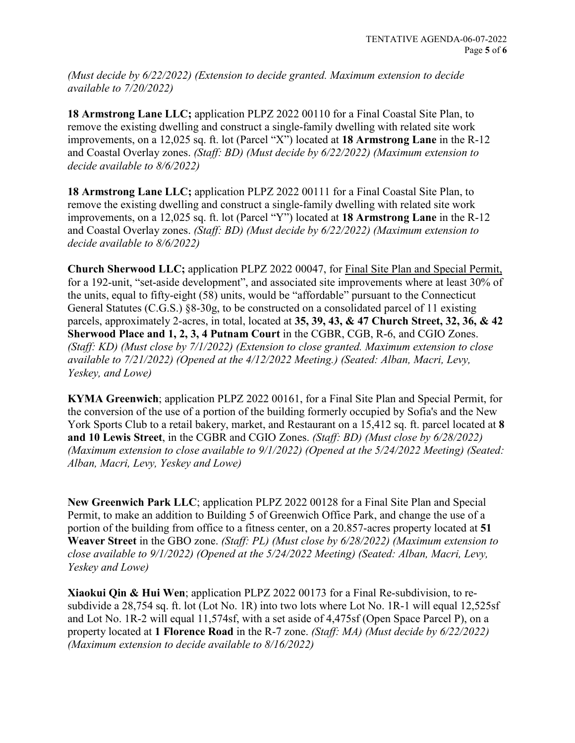*(Must decide by 6/22/2022) (Extension to decide granted. Maximum extension to decide available to 7/20/2022)*

**18 Armstrong Lane LLC;** application PLPZ 2022 00110 for a Final Coastal Site Plan, to remove the existing dwelling and construct a single-family dwelling with related site work improvements, on a 12,025 sq. ft. lot (Parcel "X") located at **18 Armstrong Lane** in the R-12 and Coastal Overlay zones. *(Staff: BD) (Must decide by 6/22/2022) (Maximum extension to decide available to 8/6/2022)*

**18 Armstrong Lane LLC;** application PLPZ 2022 00111 for a Final Coastal Site Plan, to remove the existing dwelling and construct a single-family dwelling with related site work improvements, on a 12,025 sq. ft. lot (Parcel "Y") located at **18 Armstrong Lane** in the R-12 and Coastal Overlay zones. *(Staff: BD) (Must decide by 6/22/2022) (Maximum extension to decide available to 8/6/2022)*

**Church Sherwood LLC;** application PLPZ 2022 00047, for Final Site Plan and Special Permit, for a 192-unit, "set-aside development", and associated site improvements where at least 30% of the units, equal to fifty-eight (58) units, would be "affordable" pursuant to the Connecticut General Statutes (C.G.S.) §8-30g, to be constructed on a consolidated parcel of 11 existing parcels, approximately 2-acres, in total, located at **35, 39, 43, & 47 Church Street, 32, 36, & 42 Sherwood Place and 1, 2, 3, 4 Putnam Court** in the CGBR, CGB, R-6, and CGIO Zones. *(Staff: KD) (Must close by 7/1/2022) (Extension to close granted. Maximum extension to close available to 7/21/2022) (Opened at the 4/12/2022 Meeting.) (Seated: Alban, Macri, Levy, Yeskey, and Lowe)*

**KYMA Greenwich**; application PLPZ 2022 00161, for a Final Site Plan and Special Permit, for the conversion of the use of a portion of the building formerly occupied by Sofia's and the New York Sports Club to a retail bakery, market, and Restaurant on a 15,412 sq. ft. parcel located at **8 and 10 Lewis Street**, in the CGBR and CGIO Zones. *(Staff: BD) (Must close by 6/28/2022) (Maximum extension to close available to 9/1/2022) (Opened at the 5/24/2022 Meeting) (Seated: Alban, Macri, Levy, Yeskey and Lowe)*

**New Greenwich Park LLC**; application PLPZ 2022 00128 for a Final Site Plan and Special Permit, to make an addition to Building 5 of Greenwich Office Park, and change the use of a portion of the building from office to a fitness center, on a 20.857-acres property located at **51 Weaver Street** in the GBO zone. *(Staff: PL) (Must close by 6/28/2022) (Maximum extension to close available to 9/1/2022) (Opened at the 5/24/2022 Meeting) (Seated: Alban, Macri, Levy, Yeskey and Lowe)*

**Xiaokui Qin & Hui Wen**; application PLPZ 2022 00173 for a Final Re-subdivision, to re-subdivide a 28,754 sq. ft. lot (Lot No. 1R) into two lots where Lot No. 1R-1 will equal 12,525sf and Lot No. 1R-2 will equal 11,574sf, with a set aside of 4,475sf (Open Space Parcel P), on a property located at **1 Florence Road** in the R-7 zone. *(Staff: MA) (Must decide by 6/22/2022) (Maximum extension to decide available to 8/16/2022)*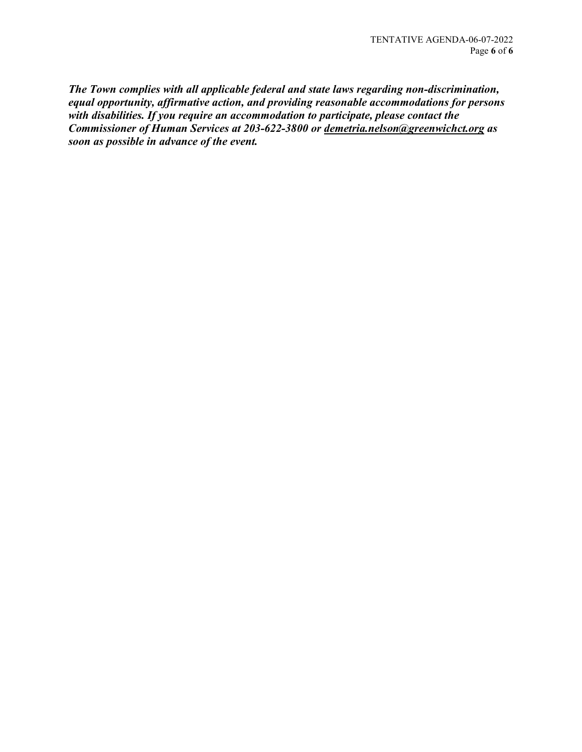***The Town complies with all applicable federal and state laws regarding non-discrimination, equal opportunity, affirmative action, and providing reasonable accommodations for persons with disabilities. If you require an accommodation to participate, please contact the Commissioner of Human Services at 203-622-3800 or demetria.nelson@greenwichct.org as soon as possible in advance of the event.***